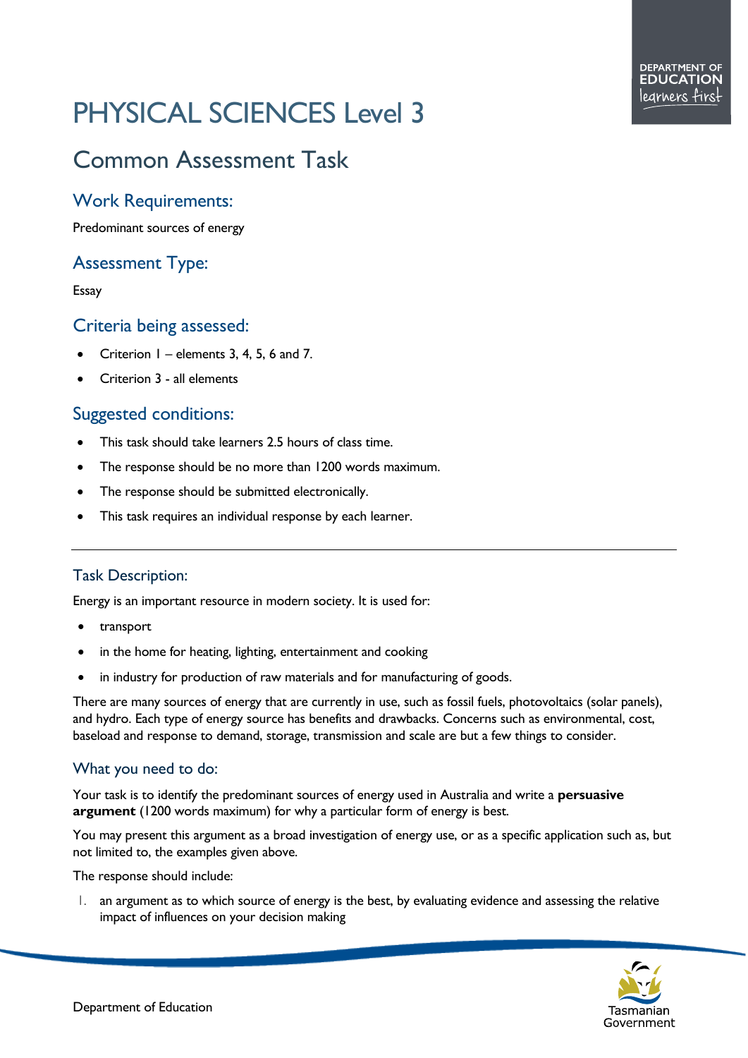# PHYSICAL SCIENCES Level 3

## Common Assessment Task

### Work Requirements:

Predominant sources of energy

### Assessment Type:

Essay

### Criteria being assessed:

- Criterion 1 – elements 3, 4, 5, 6 and 7.
- Criterion 3 - all elements

### Suggested conditions:

- This task should take learners 2.5 hours of class time.
- The response should be no more than 1200 words maximum.
- The response should be submitted electronically.
- This task requires an individual response by each learner.

---

### Task Description:

Energy is an important resource in modern society. It is used for:

- transport
- in the home for heating, lighting, entertainment and cooking
- in industry for production of raw materials and for manufacturing of goods.

There are many sources of energy that are currently in use, such as fossil fuels, photovoltaics (solar panels), and hydro. Each type of energy source has benefits and drawbacks. Concerns such as environmental, cost, baseload and response to demand, storage, transmission and scale are but a few things to consider.

### What you need to do:

Your task is to identify the predominant sources of energy used in Australia and write a **persuasive argument** (1200 words maximum) for why a particular form of energy is best.

You may present this argument as a broad investigation of energy use, or as a specific application such as, but not limited to, the examples given above.

The response should include:

1. an argument as to which source of energy is the best, by evaluating evidence and assessing the relative impact of influences on your decision making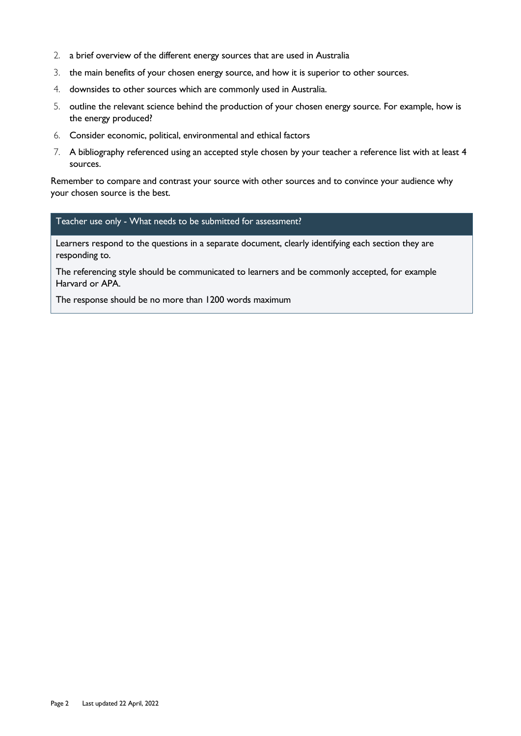2. a brief overview of the different energy sources that are used in Australia
3. the main benefits of your chosen energy source, and how it is superior to other sources.
4. downsides to other sources which are commonly used in Australia.
5. outline the relevant science behind the production of your chosen energy source. For example, how is the energy produced?
6. Consider economic, political, environmental and ethical factors
7. A bibliography referenced using an accepted style chosen by your teacher a reference list with at least 4 sources.

Remember to compare and contrast your source with other sources and to convince your audience why your chosen source is the best.

| Teacher use only - What needs to be submitted for assessment? |
| --- |
| Learners respond to the questions in a separate document, clearly identifying each section they are responding to.<br><br>The referencing style should be communicated to learners and be commonly accepted, for example Harvard or APA.<br><br>The response should be no more than 1200 words maximum |